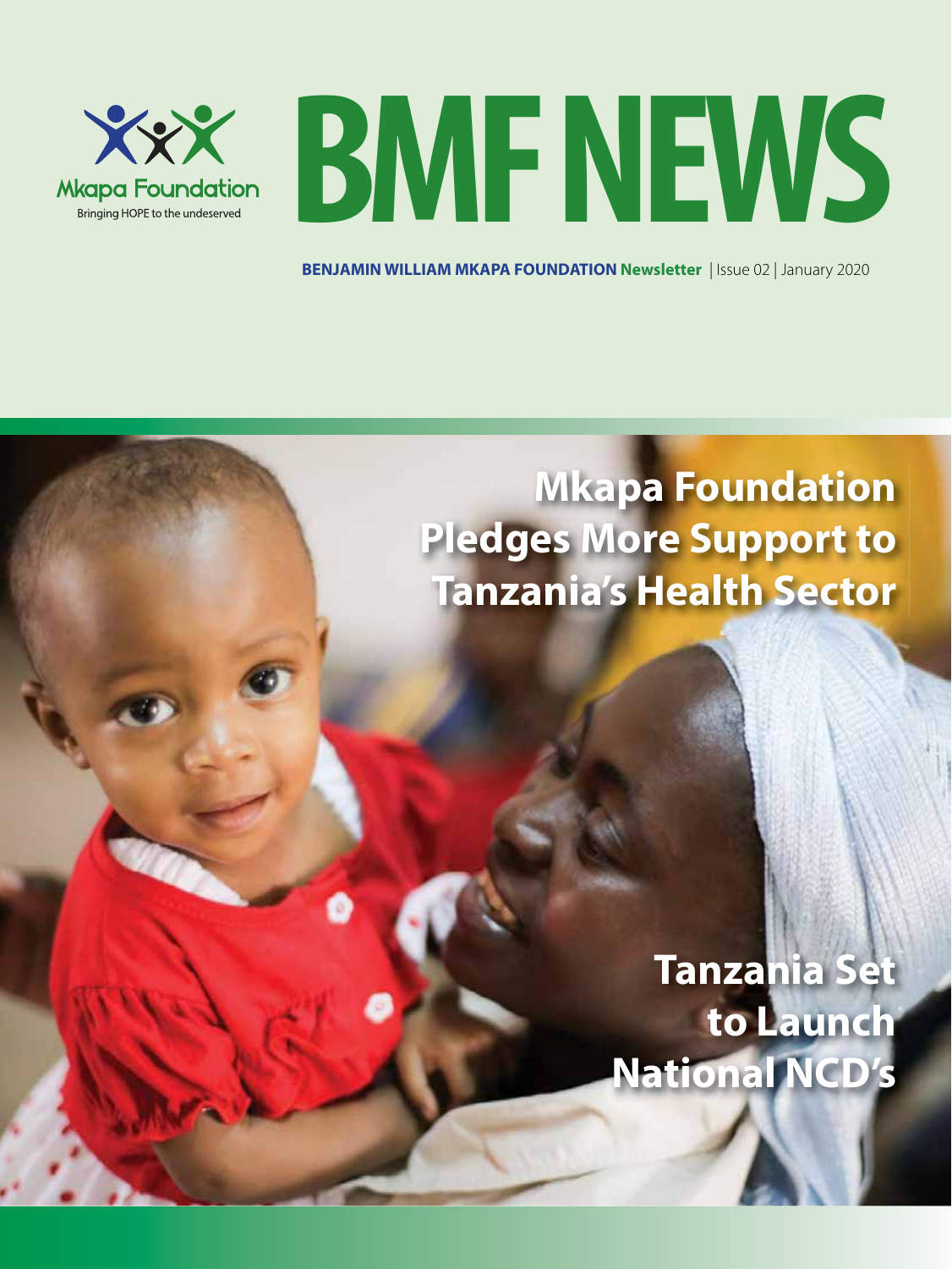Mkapa Foundation

Bringing HOPE to the undeserved

# BMF NEWS

**BENJAMIN WILLIAM MKAPA FOUNDATION Newsletter** | Issue 02 | January 2020

## Mkapa Foundation Pledges More Support to Tanzania's Health Sector

## Tanzania Set to Launch National NCD's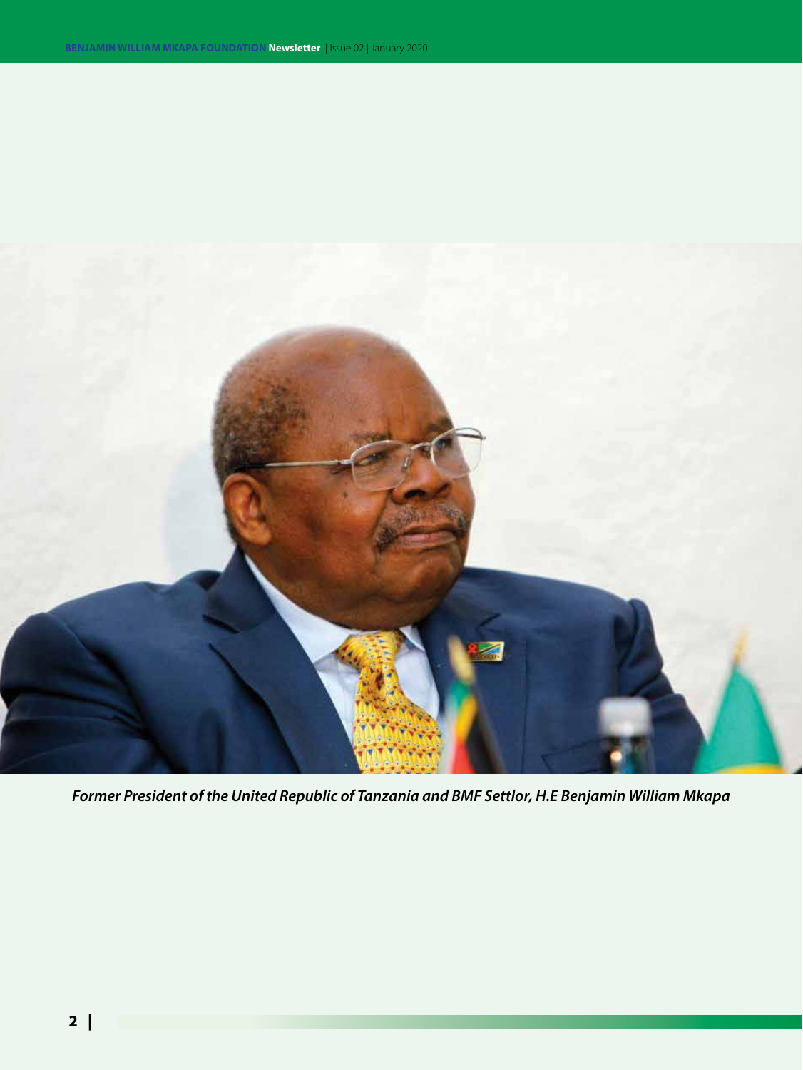*Former President of the United Republic of Tanzania and BMF Settlor, H.E Benjamin William Mkapa*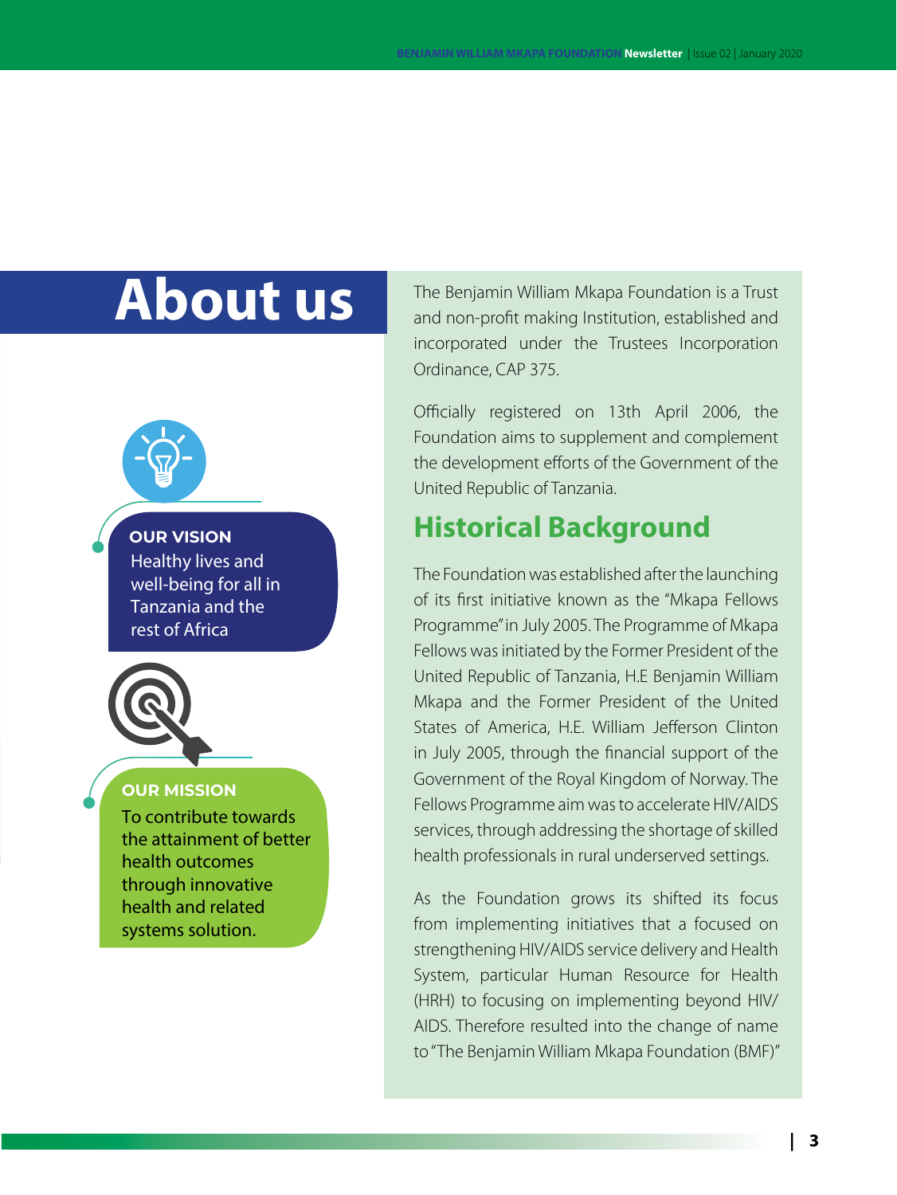# About us

## OUR VISION

Healthy lives and well-being for all in Tanzania and the rest of Africa

## OUR MISSION

To contribute towards the attainment of better health outcomes through innovative health and related systems solution.

The Benjamin William Mkapa Foundation is a Trust and non-profit making Institution, established and incorporated under the Trustees Incorporation Ordinance, CAP 375.

Officially registered on 13th April 2006, the Foundation aims to supplement and complement the development efforts of the Government of the United Republic of Tanzania.

## Historical Background

The Foundation was established after the launching of its first initiative known as the "Mkapa Fellows Programme" in July 2005. The Programme of Mkapa Fellows was initiated by the Former President of the United Republic of Tanzania, H.E Benjamin William Mkapa and the Former President of the United States of America, H.E. William Jefferson Clinton in July 2005, through the financial support of the Government of the Royal Kingdom of Norway. The Fellows Programme aim was to accelerate HIV/AIDS services, through addressing the shortage of skilled health professionals in rural underserved settings.

As the Foundation grows its shifted its focus from implementing initiatives that a focused on strengthening HIV/AIDS service delivery and Health System, particular Human Resource for Health (HRH) to focusing on implementing beyond HIV/AIDS. Therefore resulted into the change of name to "The Benjamin William Mkapa Foundation (BMF)"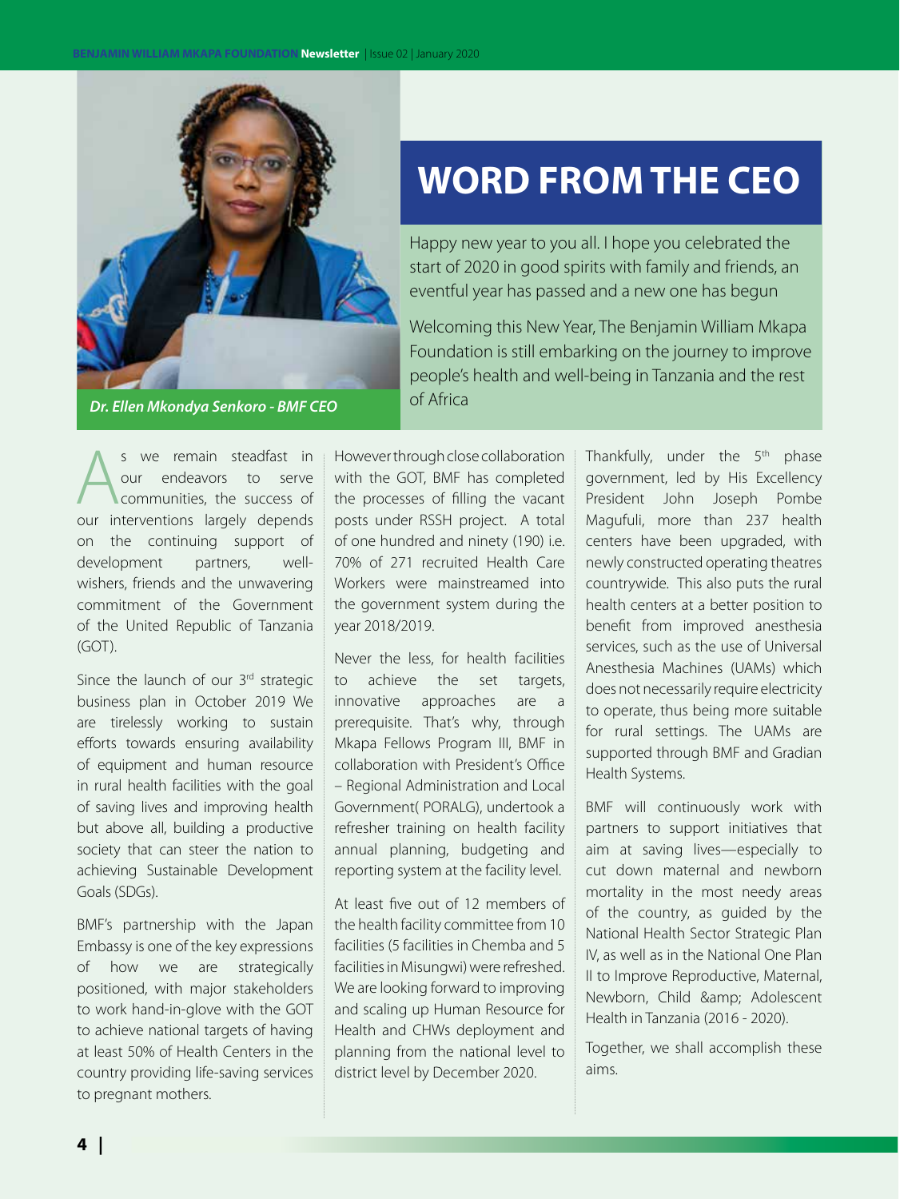# WORD FROM THE CEO

*Dr. Ellen Mkondya Senkoro - BMF CEO*

Happy new year to you all. I hope you celebrated the start of 2020 in good spirits with family and friends, an eventful year has passed and a new one has begun

Welcoming this New Year, The Benjamin William Mkapa Foundation is still embarking on the journey to improve people's health and well-being in Tanzania and the rest of Africa

As we remain steadfast in our endeavors to serve communities, the success of our interventions largely depends on the continuing support of development partners, well-wishers, friends and the unwavering commitment of the Government of the United Republic of Tanzania (GOT).

Since the launch of our 3rd strategic business plan in October 2019 We are tirelessly working to sustain efforts towards ensuring availability of equipment and human resource in rural health facilities with the goal of saving lives and improving health but above all, building a productive society that can steer the nation to achieving Sustainable Development Goals (SDGs).

BMF's partnership with the Japan Embassy is one of the key expressions of how we are strategically positioned, with major stakeholders to work hand-in-glove with the GOT to achieve national targets of having at least 50% of Health Centers in the country providing life-saving services to pregnant mothers.

However through close collaboration with the GOT, BMF has completed the processes of filling the vacant posts under RSSH project. A total of one hundred and ninety (190) i.e. 70% of 271 recruited Health Care Workers were mainstreamed into the government system during the year 2018/2019.

Never the less, for health facilities to achieve the set targets, innovative approaches are a prerequisite. That's why, through Mkapa Fellows Program III, BMF in collaboration with President's Office – Regional Administration and Local Government( PORALG), undertook a refresher training on health facility annual planning, budgeting and reporting system at the facility level.

At least five out of 12 members of the health facility committee from 10 facilities (5 facilities in Chemba and 5 facilities in Misungwi) were refreshed. We are looking forward to improving and scaling up Human Resource for Health and CHWs deployment and planning from the national level to district level by December 2020.

Thankfully, under the 5th phase government, led by His Excellency President John Joseph Pombe Magufuli, more than 237 health centers have been upgraded, with newly constructed operating theatres countrywide. This also puts the rural health centers at a better position to benefit from improved anesthesia services, such as the use of Universal Anesthesia Machines (UAMs) which does not necessarily require electricity to operate, thus being more suitable for rural settings. The UAMs are supported through BMF and Gradian Health Systems.

BMF will continuously work with partners to support initiatives that aim at saving lives—especially to cut down maternal and newborn mortality in the most needy areas of the country, as guided by the National Health Sector Strategic Plan IV, as well as in the National One Plan II to Improve Reproductive, Maternal, Newborn, Child &amp; Adolescent Health in Tanzania (2016 - 2020).

Together, we shall accomplish these aims.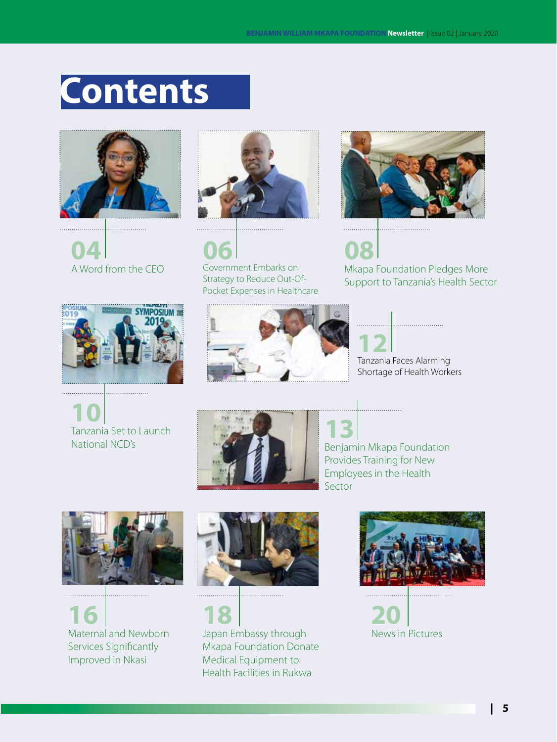# Contents

**04** A Word from the CEO

**06** Government Embarks on Strategy to Reduce Out-Of-Pocket Expenses in Healthcare

**08** Mkapa Foundation Pledges More Support to Tanzania's Health Sector

**10** Tanzania Set to Launch National NCD's

**12** Tanzania Faces Alarming Shortage of Health Workers

**13** Benjamin Mkapa Foundation Provides Training for New Employees in the Health Sector

**16** Maternal and Newborn Services Significantly Improved in Nkasi

**18** Japan Embassy through Mkapa Foundation Donate Medical Equipment to Health Facilities in Rukwa

**20** News in Pictures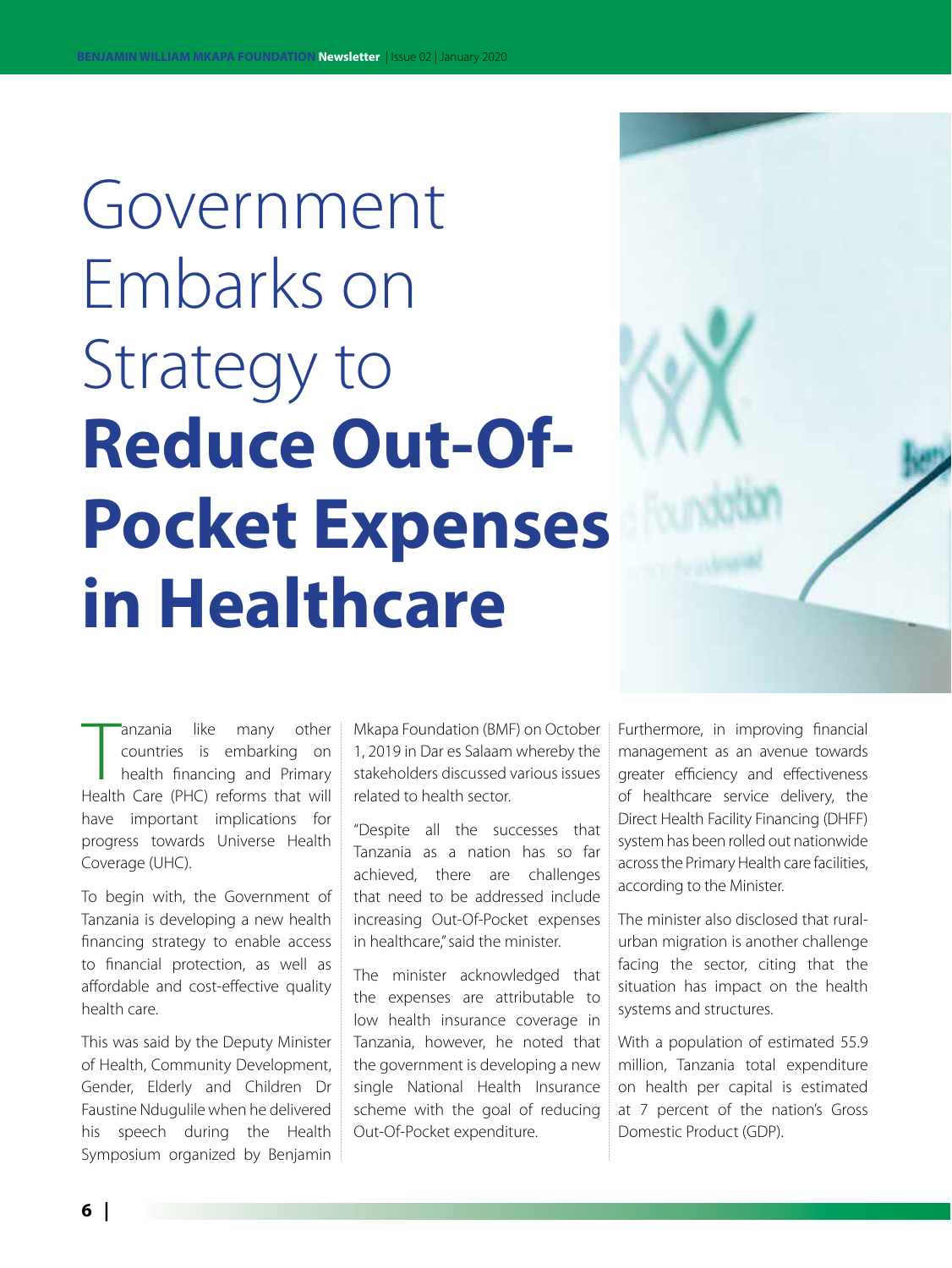# Government Embarks on Strategy to **Reduce Out-Of-Pocket Expenses in Healthcare**

Tanzania like many other countries is embarking on health financing and Primary Health Care (PHC) reforms that will have important implications for progress towards Universe Health Coverage (UHC).

To begin with, the Government of Tanzania is developing a new health financing strategy to enable access to financial protection, as well as affordable and cost-effective quality health care.

This was said by the Deputy Minister of Health, Community Development, Gender, Elderly and Children Dr Faustine Ndugulile when he delivered his speech during the Health Symposium organized by Benjamin Mkapa Foundation (BMF) on October 1, 2019 in Dar es Salaam whereby the stakeholders discussed various issues related to health sector.

"Despite all the successes that Tanzania as a nation has so far achieved, there are challenges that need to be addressed include increasing Out-Of-Pocket expenses in healthcare," said the minister.

The minister acknowledged that the expenses are attributable to low health insurance coverage in Tanzania, however, he noted that the government is developing a new single National Health Insurance scheme with the goal of reducing Out-Of-Pocket expenditure.

Furthermore, in improving financial management as an avenue towards greater efficiency and effectiveness of healthcare service delivery, the Direct Health Facility Financing (DHFF) system has been rolled out nationwide across the Primary Health care facilities, according to the Minister.

The minister also disclosed that rural-urban migration is another challenge facing the sector, citing that the situation has impact on the health systems and structures.

With a population of estimated 55.9 million, Tanzania total expenditure on health per capital is estimated at 7 percent of the nation's Gross Domestic Product (GDP).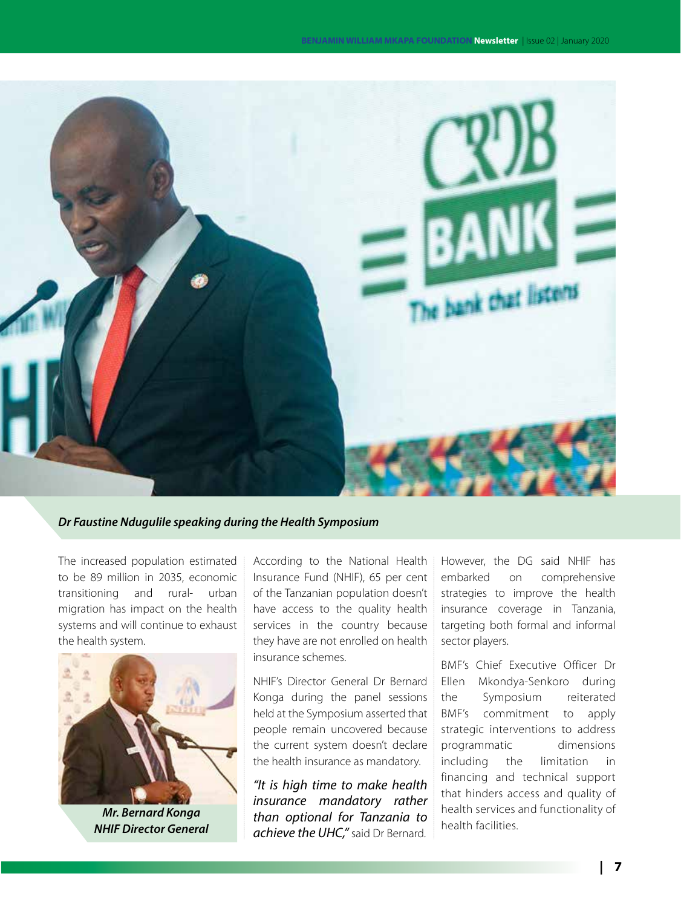*Dr Faustine Ndugulile speaking during the Health Symposium*

The increased population estimated to be 89 million in 2035, economic transitioning and rural- urban migration has impact on the health systems and will continue to exhaust the health system.

*Mr. Bernard Konga NHIF Director General*

According to the National Health Insurance Fund (NHIF), 65 per cent of the Tanzanian population doesn't have access to the quality health services in the country because they have are not enrolled on health insurance schemes.

NHIF's Director General Dr Bernard Konga during the panel sessions held at the Symposium asserted that people remain uncovered because the current system doesn't declare the health insurance as mandatory.

*"It is high time to make health insurance mandatory rather than optional for Tanzania to achieve the UHC,"* said Dr Bernard.

However, the DG said NHIF has embarked on comprehensive strategies to improve the health insurance coverage in Tanzania, targeting both formal and informal sector players.

BMF's Chief Executive Officer Dr Ellen Mkondya-Senkoro during the Symposium reiterated BMF's commitment to apply strategic interventions to address programmatic dimensions including the limitation in financing and technical support that hinders access and quality of health services and functionality of health facilities.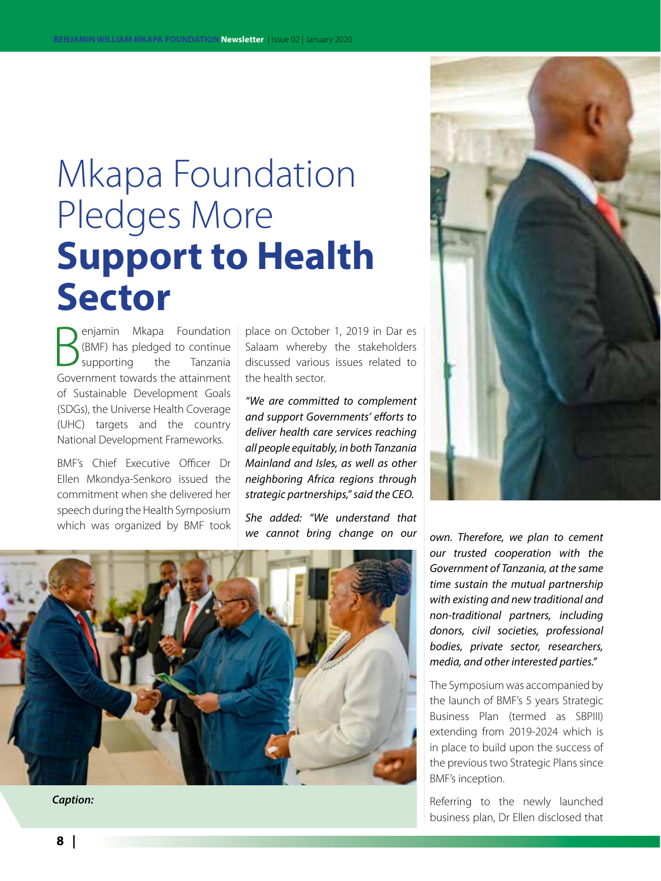# Mkapa Foundation Pledges More **Support to Health Sector**

Benjamin Mkapa Foundation (BMF) has pledged to continue supporting the Tanzania Government towards the attainment of Sustainable Development Goals (SDGs), the Universe Health Coverage (UHC) targets and the country National Development Frameworks.

BMF's Chief Executive Officer Dr Ellen Mkondya-Senkoro issued the commitment when she delivered her speech during the Health Symposium which was organized by BMF took place on October 1, 2019 in Dar es Salaam whereby the stakeholders discussed various issues related to the health sector.

*"We are committed to complement and support Governments' efforts to deliver health care services reaching all people equitably, in both Tanzania Mainland and Isles, as well as other neighboring Africa regions through strategic partnerships," said the CEO.*

*She added: "We understand that we cannot bring change on our own. Therefore, we plan to cement our trusted cooperation with the Government of Tanzania, at the same time sustain the mutual partnership with existing and new traditional and non-traditional partners, including donors, civil societies, professional bodies, private sector, researchers, media, and other interested parties."*

***Caption:***

The Symposium was accompanied by the launch of BMF's 5 years Strategic Business Plan (termed as SBPIII) extending from 2019-2024 which is in place to build upon the success of the previous two Strategic Plans since BMF's inception.

Referring to the newly launched business plan, Dr Ellen disclosed that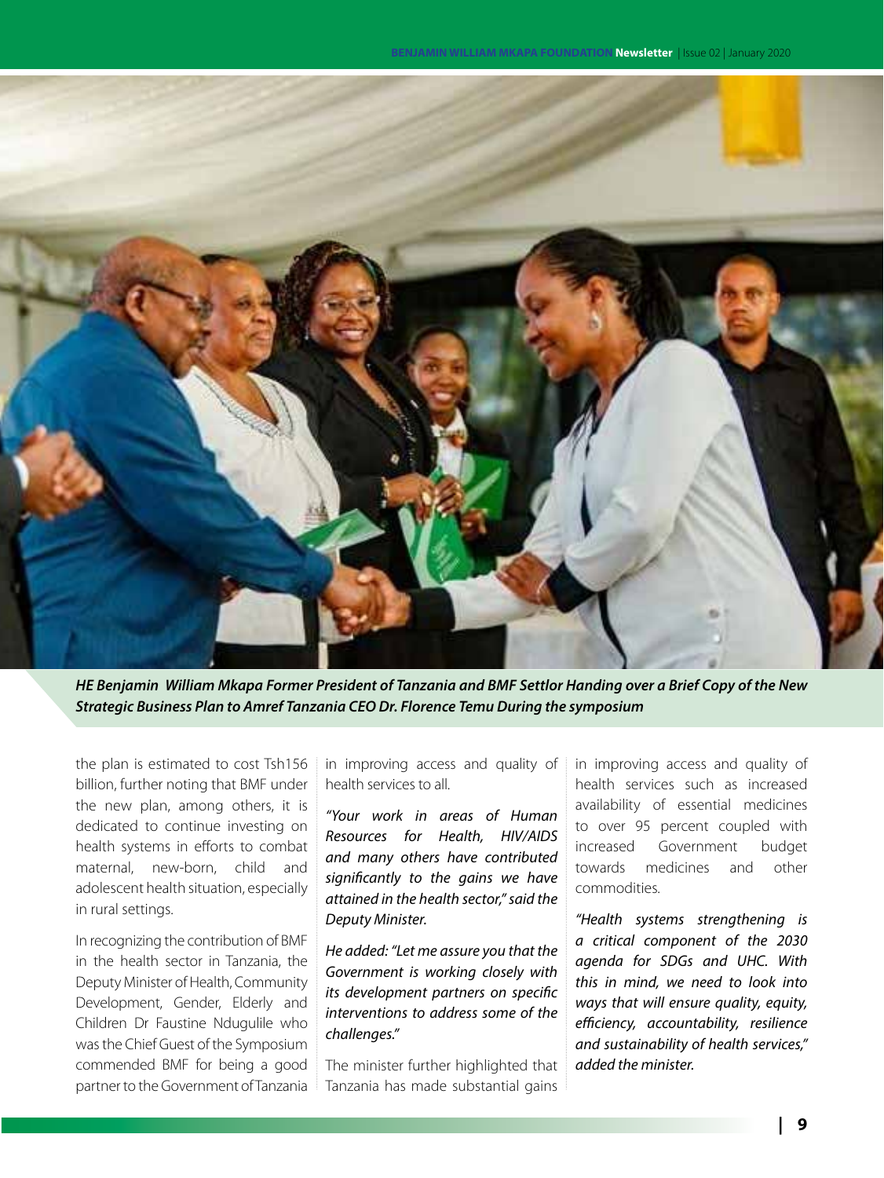***HE Benjamin William Mkapa Former President of Tanzania and BMF Settlor Handing over a Brief Copy of the New Strategic Business Plan to Amref Tanzania CEO Dr. Florence Temu During the symposium***

the plan is estimated to cost Tsh156 billion, further noting that BMF under the new plan, among others, it is dedicated to continue investing on health systems in efforts to combat maternal, new-born, child and adolescent health situation, especially in rural settings.

In recognizing the contribution of BMF in the health sector in Tanzania, the Deputy Minister of Health, Community Development, Gender, Elderly and Children Dr Faustine Ndugulile who was the Chief Guest of the Symposium commended BMF for being a good partner to the Government of Tanzania in improving access and quality of health services to all.

*"Your work in areas of Human Resources for Health, HIV/AIDS and many others have contributed significantly to the gains we have attained in the health sector," said the Deputy Minister.*

*He added: "Let me assure you that the Government is working closely with its development partners on specific interventions to address some of the challenges."*

The minister further highlighted that Tanzania has made substantial gains in improving access and quality of health services such as increased availability of essential medicines to over 95 percent coupled with increased Government budget towards medicines and other commodities.

*"Health systems strengthening is a critical component of the 2030 agenda for SDGs and UHC. With this in mind, we need to look into ways that will ensure quality, equity, efficiency, accountability, resilience and sustainability of health services," added the minister.*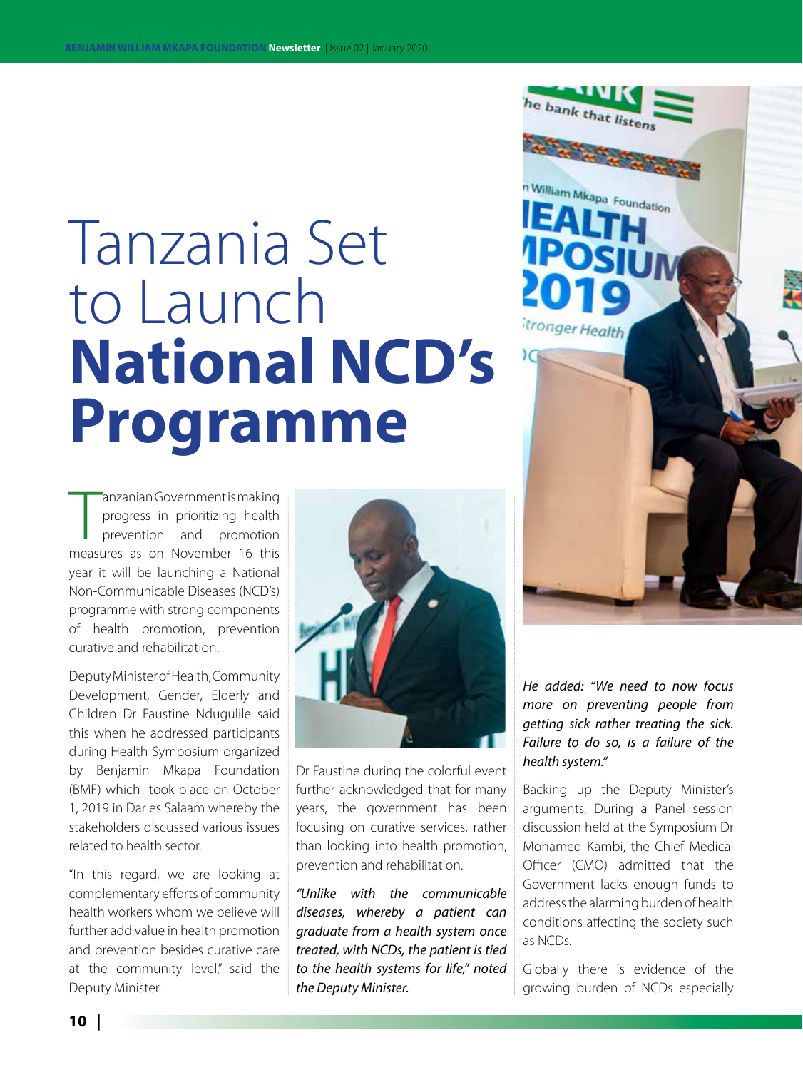# Tanzania Set to Launch **National NCD's Programme**

Tanzanian Government is making progress in prioritizing health prevention and promotion measures as on November 16 this year it will be launching a National Non-Communicable Diseases (NCD's) programme with strong components of health promotion, prevention curative and rehabilitation.

Deputy Minister of Health, Community Development, Gender, Elderly and Children Dr Faustine Ndugulile said this when he addressed participants during Health Symposium organized by Benjamin Mkapa Foundation (BMF) which took place on October 1, 2019 in Dar es Salaam whereby the stakeholders discussed various issues related to health sector.

"In this regard, we are looking at complementary efforts of community health workers whom we believe will further add value in health promotion and prevention besides curative care at the community level," said the Deputy Minister.

Dr Faustine during the colorful event further acknowledged that for many years, the government has been focusing on curative services, rather than looking into health promotion, prevention and rehabilitation.

*"Unlike with the communicable diseases, whereby a patient can graduate from a health system once treated, with NCDs, the patient is tied to the health systems for life," noted the Deputy Minister.*

*He added: "We need to now focus more on preventing people from getting sick rather treating the sick. Failure to do so, is a failure of the health system."*

Backing up the Deputy Minister's arguments, During a Panel session discussion held at the Symposium Dr Mohamed Kambi, the Chief Medical Officer (CMO) admitted that the Government lacks enough funds to address the alarming burden of health conditions affecting the society such as NCDs.

Globally there is evidence of the growing burden of NCDs especially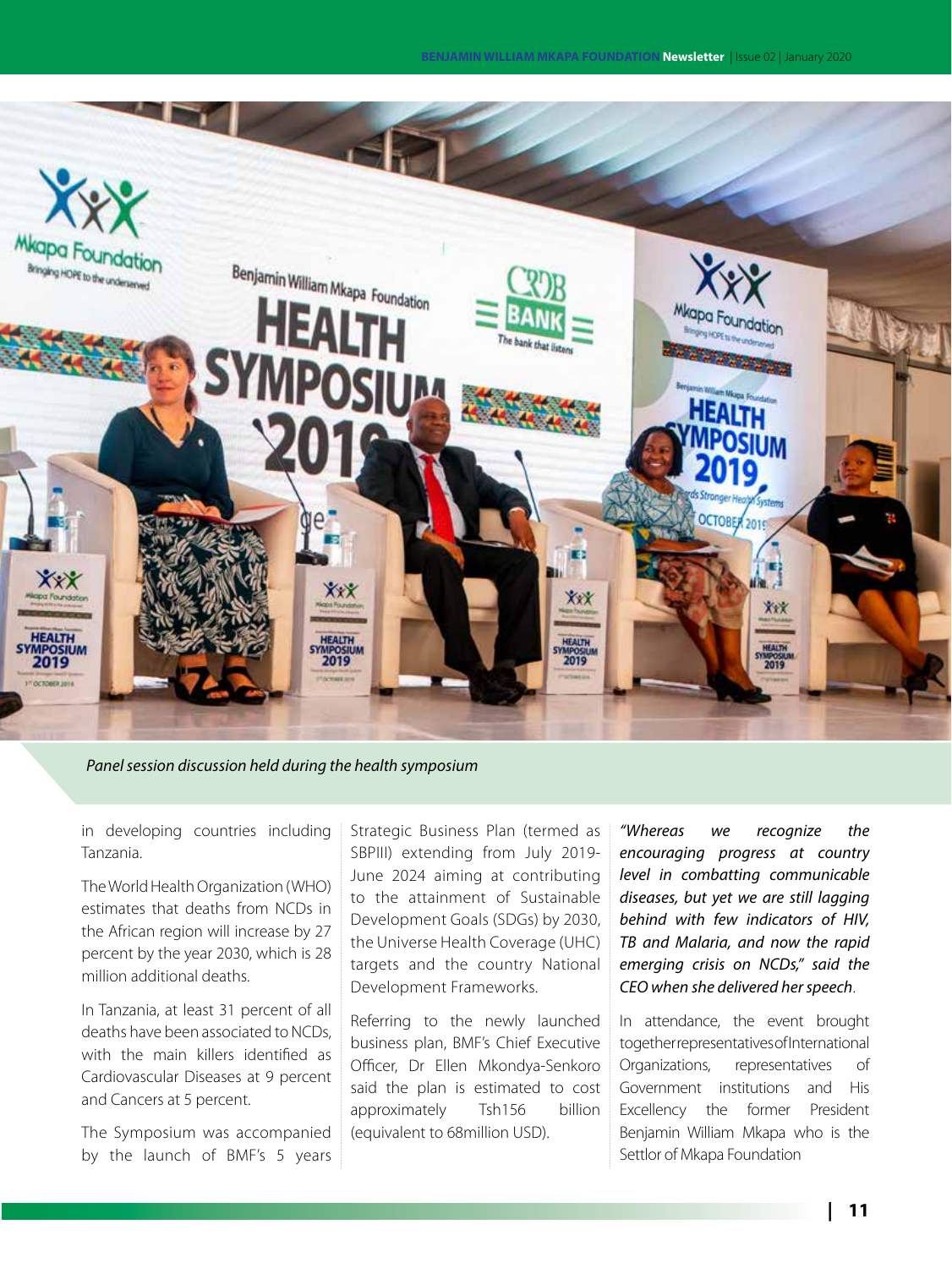*Panel session discussion held during the health symposium*

in developing countries including Tanzania.

The World Health Organization (WHO) estimates that deaths from NCDs in the African region will increase by 27 percent by the year 2030, which is 28 million additional deaths.

In Tanzania, at least 31 percent of all deaths have been associated to NCDs, with the main killers identified as Cardiovascular Diseases at 9 percent and Cancers at 5 percent.

The Symposium was accompanied by the launch of BMF's 5 years Strategic Business Plan (termed as SBPIII) extending from July 2019-June 2024 aiming at contributing to the attainment of Sustainable Development Goals (SDGs) by 2030, the Universe Health Coverage (UHC) targets and the country National Development Frameworks.

Referring to the newly launched business plan, BMF's Chief Executive Officer, Dr Ellen Mkondya-Senkoro said the plan is estimated to cost approximately Tsh156 billion (equivalent to 68million USD).

*"Whereas we recognize the encouraging progress at country level in combatting communicable diseases, but yet we are still lagging behind with few indicators of HIV, TB and Malaria, and now the rapid emerging crisis on NCDs," said the CEO when she delivered her speech*.

In attendance, the event brought together representatives of International Organizations, representatives of Government institutions and His Excellency the former President Benjamin William Mkapa who is the Settlor of Mkapa Foundation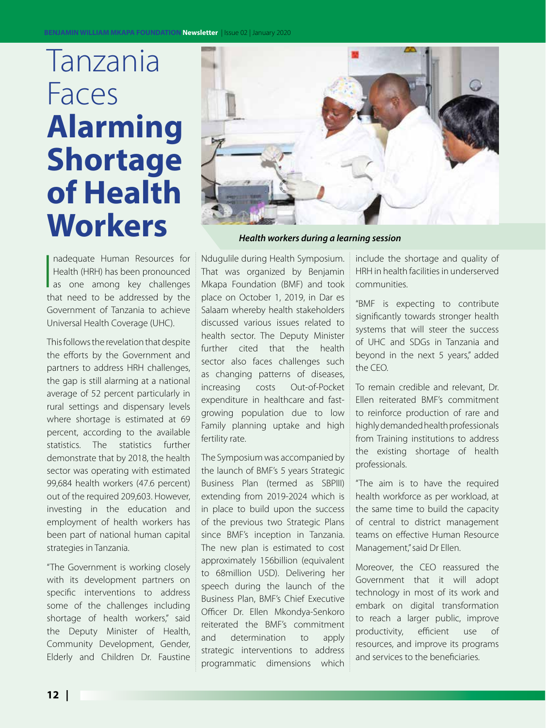# Tanzania Faces **Alarming Shortage of Health Workers**

*Health workers during a learning session*

Inadequate Human Resources for Health (HRH) has been pronounced as one among key challenges that need to be addressed by the Government of Tanzania to achieve Universal Health Coverage (UHC).

This follows the revelation that despite the efforts by the Government and partners to address HRH challenges, the gap is still alarming at a national average of 52 percent particularly in rural settings and dispensary levels where shortage is estimated at 69 percent, according to the available statistics. The statistics further demonstrate that by 2018, the health sector was operating with estimated 99,684 health workers (47.6 percent) out of the required 209,603. However, investing in the education and employment of health workers has been part of national human capital strategies in Tanzania.

"The Government is working closely with its development partners on specific interventions to address some of the challenges including shortage of health workers," said the Deputy Minister of Health, Community Development, Gender, Elderly and Children Dr. Faustine Ndugulile during Health Symposium. That was organized by Benjamin Mkapa Foundation (BMF) and took place on October 1, 2019, in Dar es Salaam whereby health stakeholders discussed various issues related to health sector. The Deputy Minister further cited that the health sector also faces challenges such as changing patterns of diseases, increasing costs Out-of-Pocket expenditure in healthcare and fast-growing population due to low Family planning uptake and high fertility rate.

The Symposium was accompanied by the launch of BMF's 5 years Strategic Business Plan (termed as SBPIII) extending from 2019-2024 which is in place to build upon the success of the previous two Strategic Plans since BMF's inception in Tanzania. The new plan is estimated to cost approximately 156billion (equivalent to 68million USD). Delivering her speech during the launch of the Business Plan, BMF's Chief Executive Officer Dr. Ellen Mkondya-Senkoro reiterated the BMF's commitment and determination to apply strategic interventions to address programmatic dimensions which include the shortage and quality of HRH in health facilities in underserved communities.

"BMF is expecting to contribute significantly towards stronger health systems that will steer the success of UHC and SDGs in Tanzania and beyond in the next 5 years," added the CEO.

To remain credible and relevant, Dr. Ellen reiterated BMF's commitment to reinforce production of rare and highly demanded health professionals from Training institutions to address the existing shortage of health professionals.

"The aim is to have the required health workforce as per workload, at the same time to build the capacity of central to district management teams on effective Human Resource Management," said Dr Ellen.

Moreover, the CEO reassured the Government that it will adopt technology in most of its work and embark on digital transformation to reach a larger public, improve productivity, efficient use of resources, and improve its programs and services to the beneficiaries.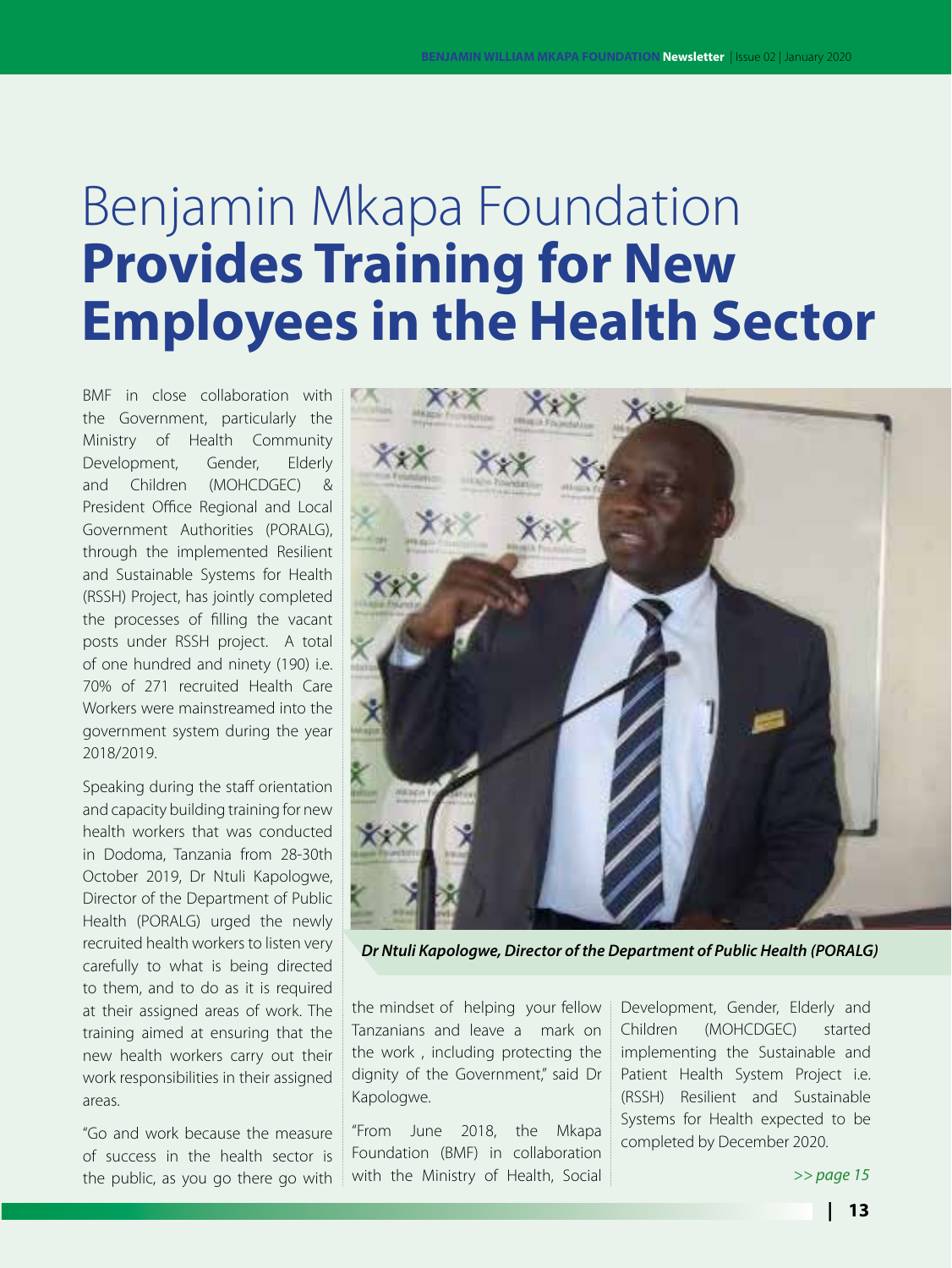# Benjamin Mkapa Foundation **Provides Training for New Employees in the Health Sector**

BMF in close collaboration with the Government, particularly the Ministry of Health Community Development, Gender, Elderly and Children (MOHCDGEC) & President Office Regional and Local Government Authorities (PORALG), through the implemented Resilient and Sustainable Systems for Health (RSSH) Project, has jointly completed the processes of filling the vacant posts under RSSH project. A total of one hundred and ninety (190) i.e. 70% of 271 recruited Health Care Workers were mainstreamed into the government system during the year 2018/2019.

Speaking during the staff orientation and capacity building training for new health workers that was conducted in Dodoma, Tanzania from 28-30th October 2019, Dr Ntuli Kapologwe, Director of the Department of Public Health (PORALG) urged the newly recruited health workers to listen very carefully to what is being directed to them, and to do as it is required at their assigned areas of work. The training aimed at ensuring that the new health workers carry out their work responsibilities in their assigned areas.

"Go and work because the measure of success in the health sector is the public, as you go there go with the mindset of helping your fellow Tanzanians and leave a mark on the work , including protecting the dignity of the Government," said Dr Kapologwe.

"From June 2018, the Mkapa Foundation (BMF) in collaboration with the Ministry of Health, Social Development, Gender, Elderly and Children (MOHCDGEC) started implementing the Sustainable and Patient Health System Project i.e. (RSSH) Resilient and Sustainable Systems for Health expected to be completed by December 2020.

***Dr Ntuli Kapologwe, Director of the Department of Public Health (PORALG)***

*>> page 15*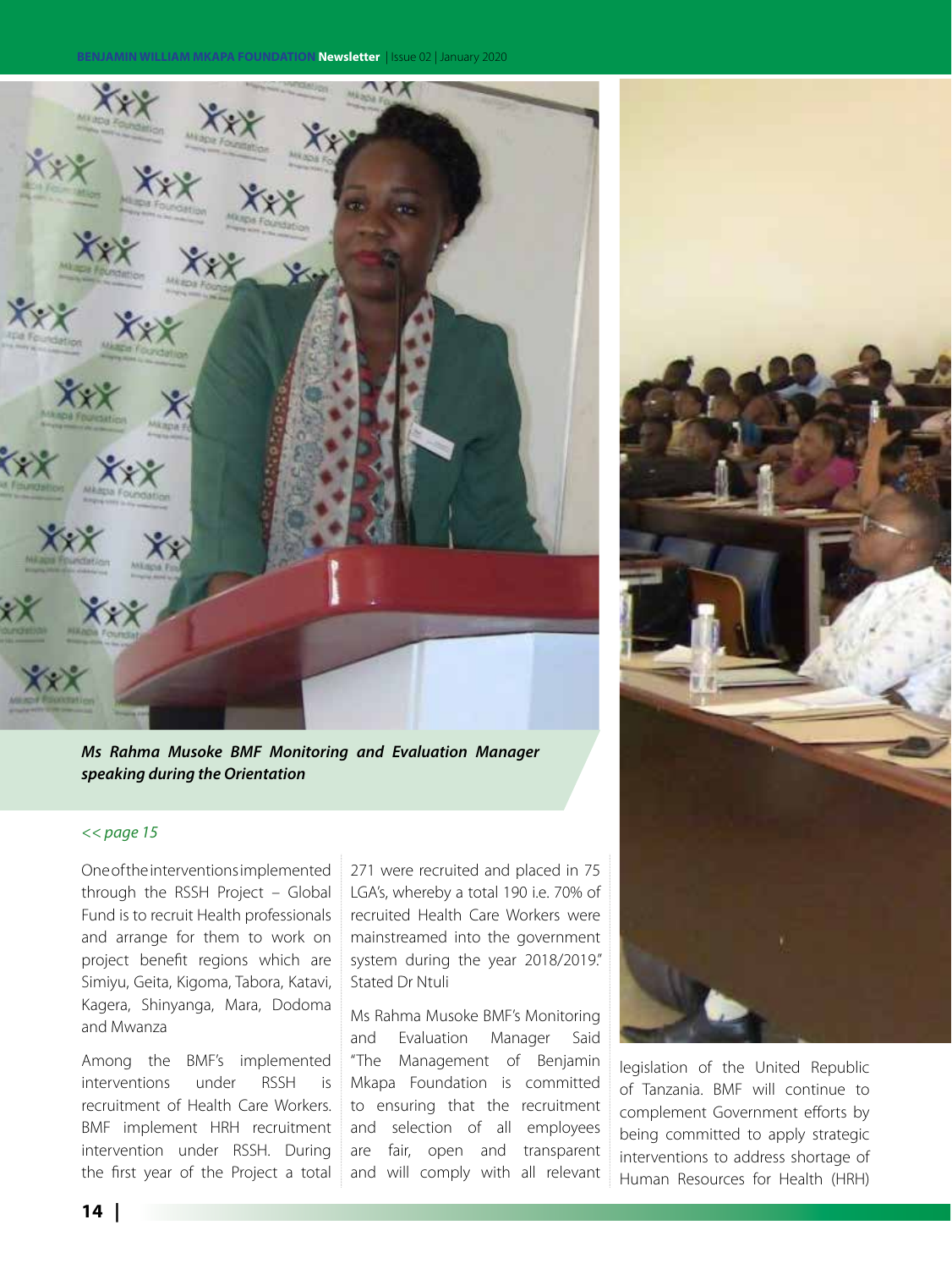*Ms Rahma Musoke BMF Monitoring and Evaluation Manager speaking during the Orientation*

*<< page 15*

One of the interventions implemented through the RSSH Project – Global Fund is to recruit Health professionals and arrange for them to work on project benefit regions which are Simiyu, Geita, Kigoma, Tabora, Katavi, Kagera, Shinyanga, Mara, Dodoma and Mwanza

Among the BMF's implemented interventions under RSSH is recruitment of Health Care Workers. BMF implement HRH recruitment intervention under RSSH. During the first year of the Project a total 271 were recruited and placed in 75 LGA's, whereby a total 190 i.e. 70% of recruited Health Care Workers were mainstreamed into the government system during the year 2018/2019." Stated Dr Ntuli

Ms Rahma Musoke BMF's Monitoring and Evaluation Manager Said "The Management of Benjamin Mkapa Foundation is committed to ensuring that the recruitment and selection of all employees are fair, open and transparent and will comply with all relevant legislation of the United Republic of Tanzania. BMF will continue to complement Government efforts by being committed to apply strategic interventions to address shortage of Human Resources for Health (HRH)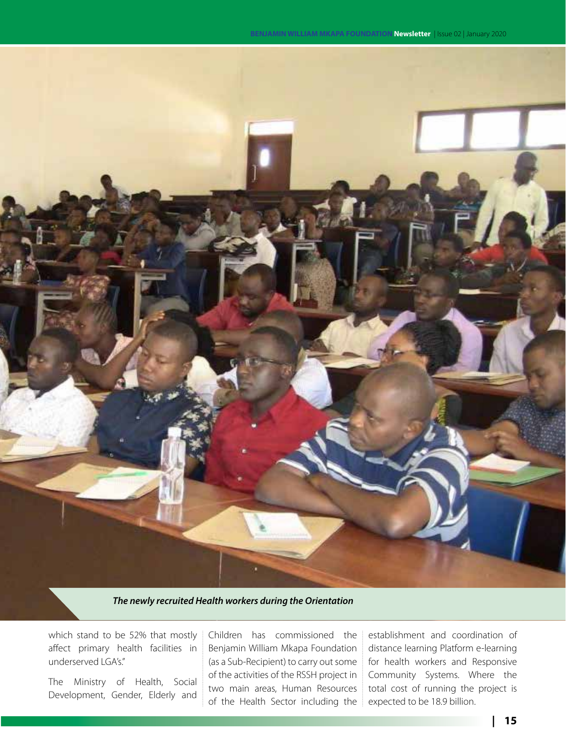*The newly recruited Health workers during the Orientation*

which stand to be 52% that mostly affect primary health facilities in underserved LGA's."

The Ministry of Health, Social Development, Gender, Elderly and Children has commissioned the Benjamin William Mkapa Foundation (as a Sub-Recipient) to carry out some of the activities of the RSSH project in two main areas, Human Resources of the Health Sector including the establishment and coordination of distance learning Platform e-learning for health workers and Responsive Community Systems. Where the total cost of running the project is expected to be 18.9 billion.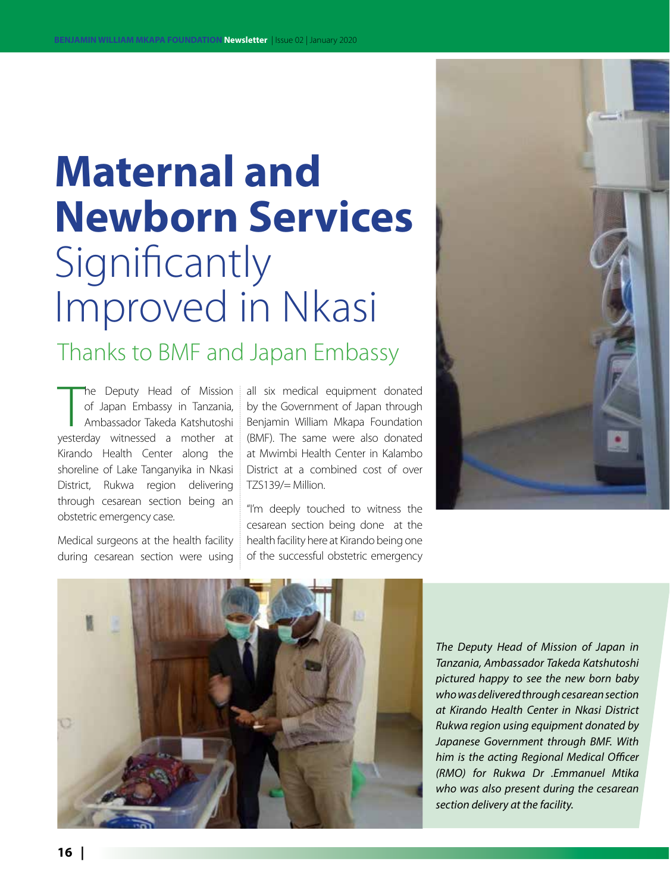# Maternal and Newborn Services Significantly Improved in Nkasi

## Thanks to BMF and Japan Embassy

The Deputy Head of Mission of Japan Embassy in Tanzania, Ambassador Takeda Katshutoshi yesterday witnessed a mother at Kirando Health Center along the shoreline of Lake Tanganyika in Nkasi District, Rukwa region delivering through cesarean section being an obstetric emergency case.

Medical surgeons at the health facility during cesarean section were using all six medical equipment donated by the Government of Japan through Benjamin William Mkapa Foundation (BMF). The same were also donated at Mwimbi Health Center in Kalambo District at a combined cost of over TZS139/= Million.

"I'm deeply touched to witness the cesarean section being done at the health facility here at Kirando being one of the successful obstetric emergency

*The Deputy Head of Mission of Japan in Tanzania, Ambassador Takeda Katshutoshi pictured happy to see the new born baby who was delivered through cesarean section at Kirando Health Center in Nkasi District Rukwa region using equipment donated by Japanese Government through BMF. With him is the acting Regional Medical Officer (RMO) for Rukwa Dr .Emmanuel Mtika who was also present during the cesarean section delivery at the facility.*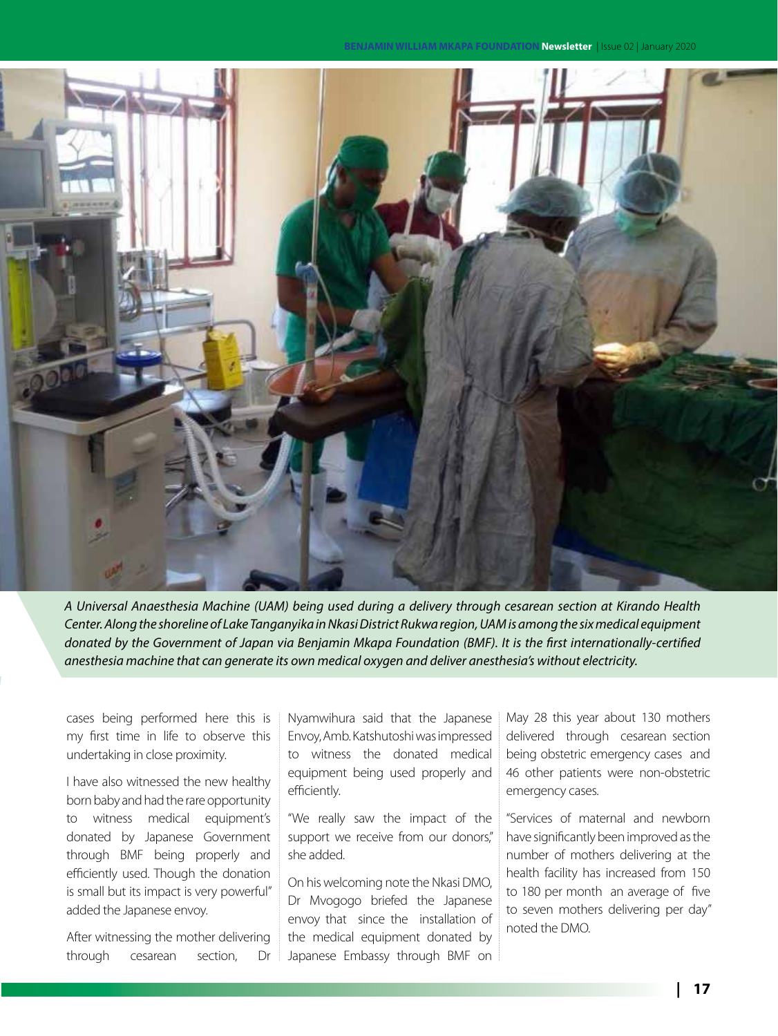*A Universal Anaesthesia Machine (UAM) being used during a delivery through cesarean section at Kirando Health Center. Along the shoreline of Lake Tanganyika in Nkasi District Rukwa region, UAM is among the six medical equipment donated by the Government of Japan via Benjamin Mkapa Foundation (BMF). It is the first internationally-certified anesthesia machine that can generate its own medical oxygen and deliver anesthesia's without electricity.*

cases being performed here this is my first time in life to observe this undertaking in close proximity.

I have also witnessed the new healthy born baby and had the rare opportunity to witness medical equipment's donated by Japanese Government through BMF being properly and efficiently used. Though the donation is small but its impact is very powerful" added the Japanese envoy.

After witnessing the mother delivering through cesarean section, Dr Nyamwihura said that the Japanese Envoy, Amb. Katshutoshi was impressed to witness the donated medical equipment being used properly and efficiently.

"We really saw the impact of the support we receive from our donors," she added.

On his welcoming note the Nkasi DMO, Dr Mvogogo briefed the Japanese envoy that since the installation of the medical equipment donated by Japanese Embassy through BMF on May 28 this year about 130 mothers delivered through cesarean section being obstetric emergency cases and 46 other patients were non-obstetric emergency cases.

"Services of maternal and newborn have significantly been improved as the number of mothers delivering at the health facility has increased from 150 to 180 per month an average of five to seven mothers delivering per day" noted the DMO.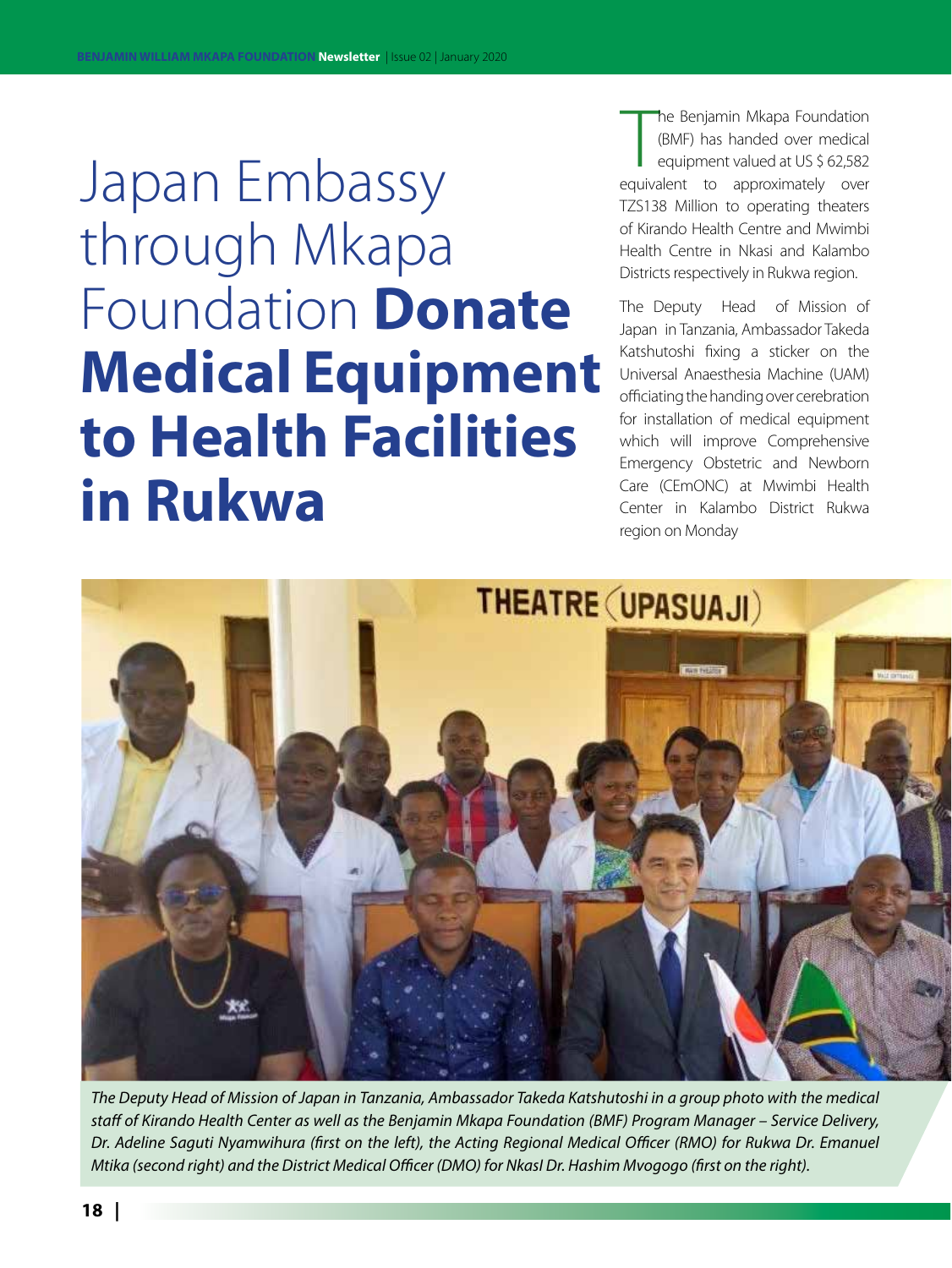# Japan Embassy through Mkapa Foundation **Donate Medical Equipment to Health Facilities in Rukwa**

The Benjamin Mkapa Foundation (BMF) has handed over medical equipment valued at US $ 62,582 equivalent to approximately over TZS138 Million to operating theaters of Kirando Health Centre and Mwimbi Health Centre in Nkasi and Kalambo Districts respectively in Rukwa region.

The Deputy Head of Mission of Japan in Tanzania, Ambassador Takeda Katshutoshi fixing a sticker on the Universal Anaesthesia Machine (UAM) officiating the handing over cerebration for installation of medical equipment which will improve Comprehensive Emergency Obstetric and Newborn Care (CEmONC) at Mwimbi Health Center in Kalambo District Rukwa region on Monday

*The Deputy Head of Mission of Japan in Tanzania, Ambassador Takeda Katshutoshi in a group photo with the medical staff of Kirando Health Center as well as the Benjamin Mkapa Foundation (BMF) Program Manager – Service Delivery, Dr. Adeline Saguti Nyamwihura (first on the left), the Acting Regional Medical Officer (RMO) for Rukwa Dr. Emanuel Mtika (second right) and the District Medical Officer (DMO) for NkasI Dr. Hashim Mvogogo (first on the right).*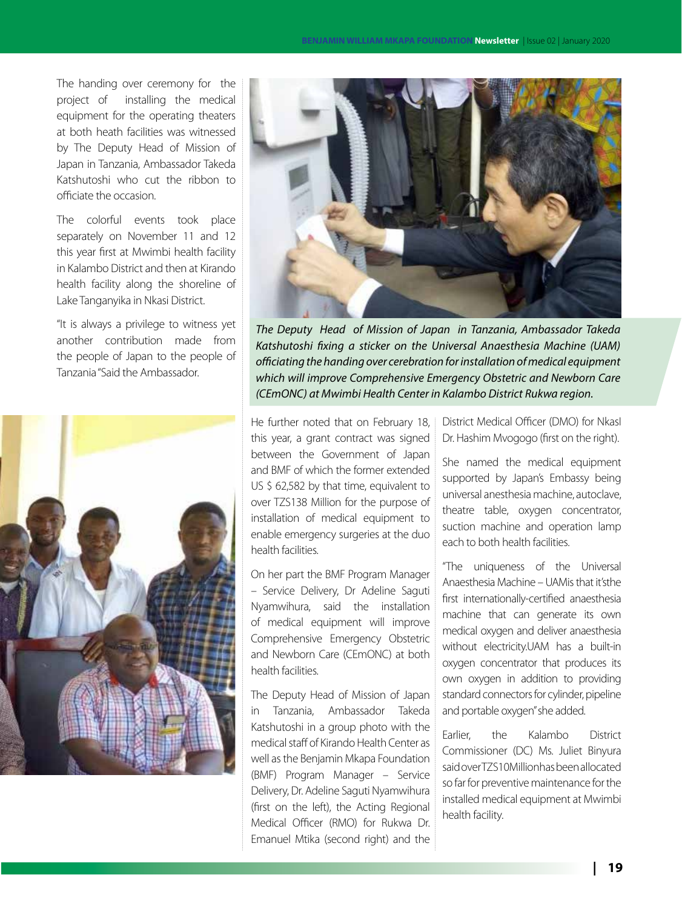The handing over ceremony for the project of installing the medical equipment for the operating theaters at both heath facilities was witnessed by The Deputy Head of Mission of Japan in Tanzania, Ambassador Takeda Katshutoshi who cut the ribbon to officiate the occasion.

The colorful events took place separately on November 11 and 12 this year first at Mwimbi health facility in Kalambo District and then at Kirando health facility along the shoreline of Lake Tanganyika in Nkasi District.

"It is always a privilege to witness yet another contribution made from the people of Japan to the people of Tanzania "Said the Ambassador.

*The Deputy Head of Mission of Japan in Tanzania, Ambassador Takeda Katshutoshi fixing a sticker on the Universal Anaesthesia Machine (UAM) officiating the handing over cerebration for installation of medical equipment which will improve Comprehensive Emergency Obstetric and Newborn Care (CEmONC) at Mwimbi Health Center in Kalambo District Rukwa region.*

He further noted that on February 18, this year, a grant contract was signed between the Government of Japan and BMF of which the former extended US $ 62,582 by that time, equivalent to over TZS138 Million for the purpose of installation of medical equipment to enable emergency surgeries at the duo health facilities.

On her part the BMF Program Manager – Service Delivery, Dr Adeline Saguti Nyamwihura, said the installation of medical equipment will improve Comprehensive Emergency Obstetric and Newborn Care (CEmONC) at both health facilities.

The Deputy Head of Mission of Japan in Tanzania, Ambassador Takeda Katshutoshi in a group photo with the medical staff of Kirando Health Center as well as the Benjamin Mkapa Foundation (BMF) Program Manager – Service Delivery, Dr. Adeline Saguti Nyamwihura (first on the left), the Acting Regional Medical Officer (RMO) for Rukwa Dr. Emanuel Mtika (second right) and the District Medical Officer (DMO) for Nkasl Dr. Hashim Mvogogo (first on the right).

She named the medical equipment supported by Japan's Embassy being universal anesthesia machine, autoclave, theatre table, oxygen concentrator, suction machine and operation lamp each to both health facilities.

"The uniqueness of the Universal Anaesthesia Machine – UAMis that it'sthe first internationally-certified anaesthesia machine that can generate its own medical oxygen and deliver anaesthesia without electricity.UAM has a built-in oxygen concentrator that produces its own oxygen in addition to providing standard connectors for cylinder, pipeline and portable oxygen" she added.

Earlier, the Kalambo District Commissioner (DC) Ms. Juliet Binyura said over TZS10Million has been allocated so far for preventive maintenance for the installed medical equipment at Mwimbi health facility.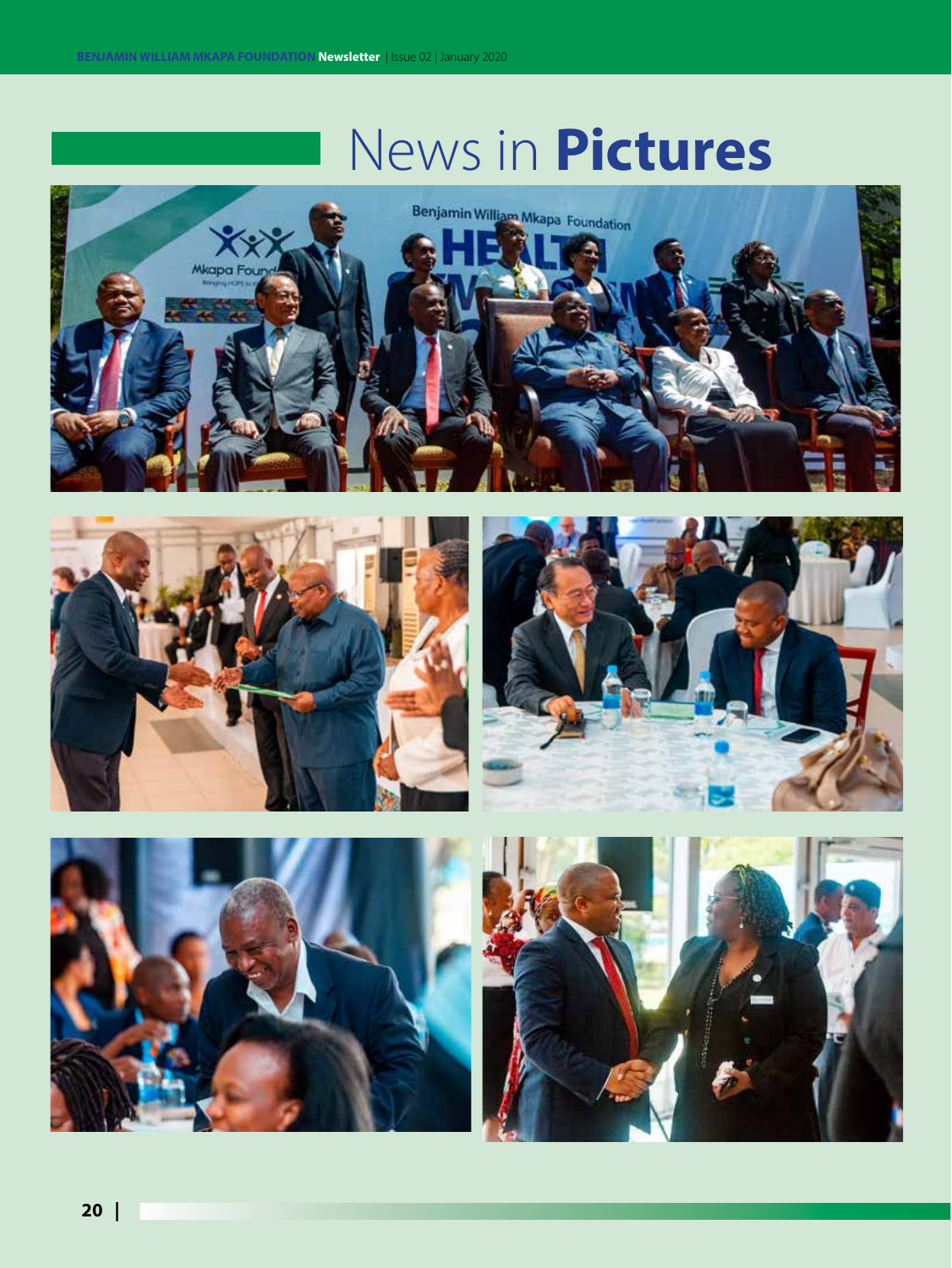# News in **Pictures**